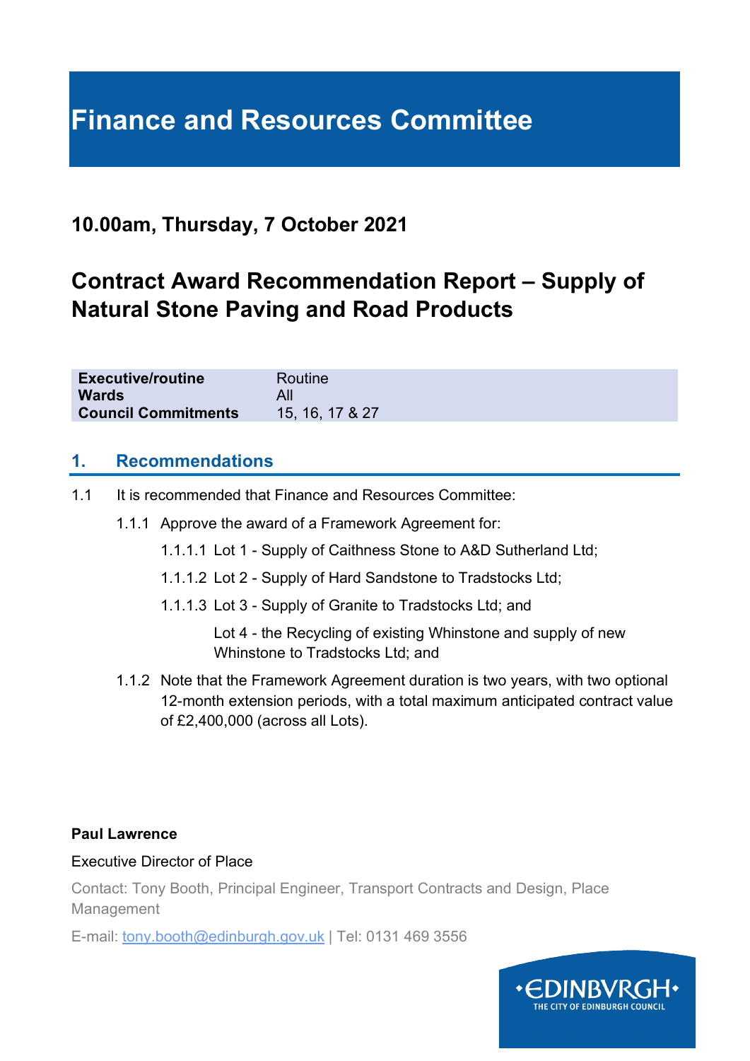# Finance and Resources Committee

## 10.00am, Thursday, 7 October 2021

## Contract Award Recommendation Report – Supply of Natural Stone Paving and Road Products

| | |
|---|---|
| **Executive/routine** | Routine |
| **Wards** | All |
| **Council Commitments** | 15, 16, 17 & 27 |

## 1. Recommendations

1.1 It is recommended that Finance and Resources Committee:

1.1.1 Approve the award of a Framework Agreement for:

1.1.1.1 Lot 1 - Supply of Caithness Stone to A&D Sutherland Ltd;

1.1.1.2 Lot 2 - Supply of Hard Sandstone to Tradstocks Ltd;

1.1.1.3 Lot 3 - Supply of Granite to Tradstocks Ltd; and

Lot 4 - the Recycling of existing Whinstone and supply of new Whinstone to Tradstocks Ltd; and

1.1.2 Note that the Framework Agreement duration is two years, with two optional 12-month extension periods, with a total maximum anticipated contract value of £2,400,000 (across all Lots).

**Paul Lawrence**

Executive Director of Place

Contact: Tony Booth, Principal Engineer, Transport Contracts and Design, Place Management

E-mail: tony.booth@edinburgh.gov.uk | Tel: 0131 469 3556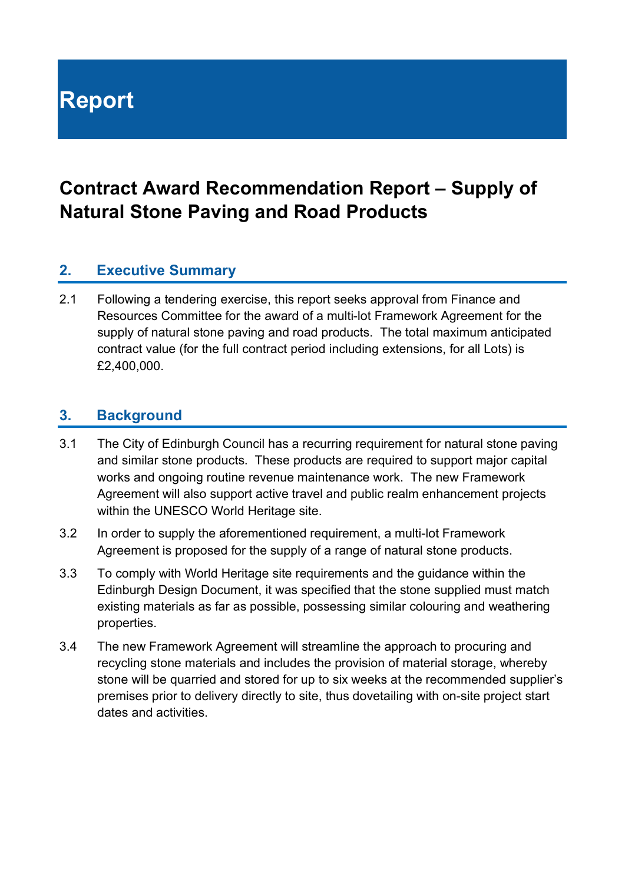# Report

## Contract Award Recommendation Report – Supply of Natural Stone Paving and Road Products

### 2. Executive Summary

2.1 Following a tendering exercise, this report seeks approval from Finance and Resources Committee for the award of a multi-lot Framework Agreement for the supply of natural stone paving and road products. The total maximum anticipated contract value (for the full contract period including extensions, for all Lots) is £2,400,000.

### 3. Background

3.1 The City of Edinburgh Council has a recurring requirement for natural stone paving and similar stone products. These products are required to support major capital works and ongoing routine revenue maintenance work. The new Framework Agreement will also support active travel and public realm enhancement projects within the UNESCO World Heritage site.

3.2 In order to supply the aforementioned requirement, a multi-lot Framework Agreement is proposed for the supply of a range of natural stone products.

3.3 To comply with World Heritage site requirements and the guidance within the Edinburgh Design Document, it was specified that the stone supplied must match existing materials as far as possible, possessing similar colouring and weathering properties.

3.4 The new Framework Agreement will streamline the approach to procuring and recycling stone materials and includes the provision of material storage, whereby stone will be quarried and stored for up to six weeks at the recommended supplier's premises prior to delivery directly to site, thus dovetailing with on-site project start dates and activities.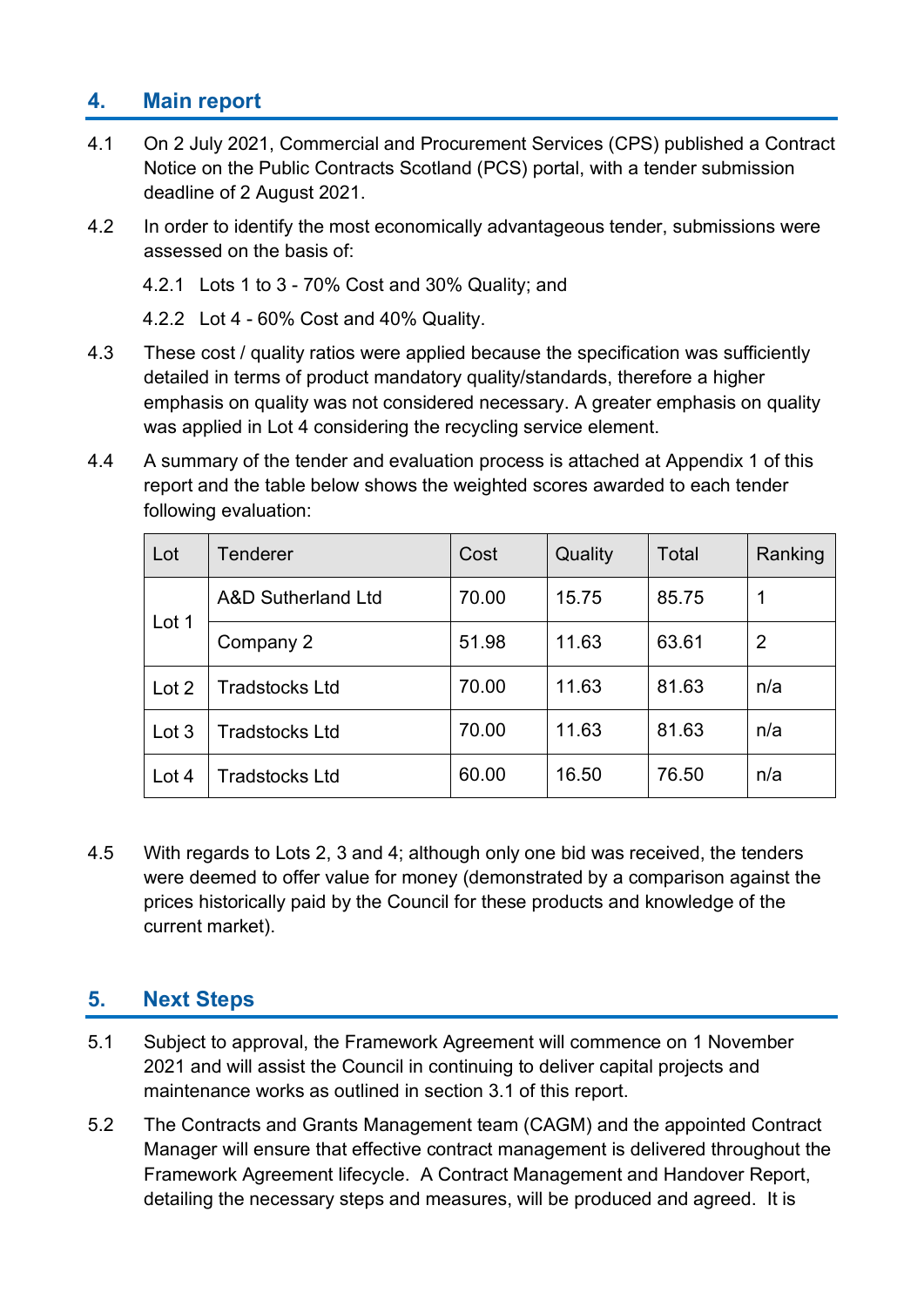## 4. Main report

4.1 On 2 July 2021, Commercial and Procurement Services (CPS) published a Contract Notice on the Public Contracts Scotland (PCS) portal, with a tender submission deadline of 2 August 2021.

4.2 In order to identify the most economically advantageous tender, submissions were assessed on the basis of:

4.2.1 Lots 1 to 3 - 70% Cost and 30% Quality; and

4.2.2 Lot 4 - 60% Cost and 40% Quality.

4.3 These cost / quality ratios were applied because the specification was sufficiently detailed in terms of product mandatory quality/standards, therefore a higher emphasis on quality was not considered necessary. A greater emphasis on quality was applied in Lot 4 considering the recycling service element.

4.4 A summary of the tender and evaluation process is attached at Appendix 1 of this report and the table below shows the weighted scores awarded to each tender following evaluation:

| Lot | Tenderer | Cost | Quality | Total | Ranking |
|---|---|---|---|---|---|
| Lot 1 | A&D Sutherland Ltd | 70.00 | 15.75 | 85.75 | 1 |
| | Company 2 | 51.98 | 11.63 | 63.61 | 2 |
| Lot 2 | Tradstocks Ltd | 70.00 | 11.63 | 81.63 | n/a |
| Lot 3 | Tradstocks Ltd | 70.00 | 11.63 | 81.63 | n/a |
| Lot 4 | Tradstocks Ltd | 60.00 | 16.50 | 76.50 | n/a |

4.5 With regards to Lots 2, 3 and 4; although only one bid was received, the tenders were deemed to offer value for money (demonstrated by a comparison against the prices historically paid by the Council for these products and knowledge of the current market).

## 5. Next Steps

5.1 Subject to approval, the Framework Agreement will commence on 1 November 2021 and will assist the Council in continuing to deliver capital projects and maintenance works as outlined in section 3.1 of this report.

5.2 The Contracts and Grants Management team (CAGM) and the appointed Contract Manager will ensure that effective contract management is delivered throughout the Framework Agreement lifecycle. A Contract Management and Handover Report, detailing the necessary steps and measures, will be produced and agreed. It is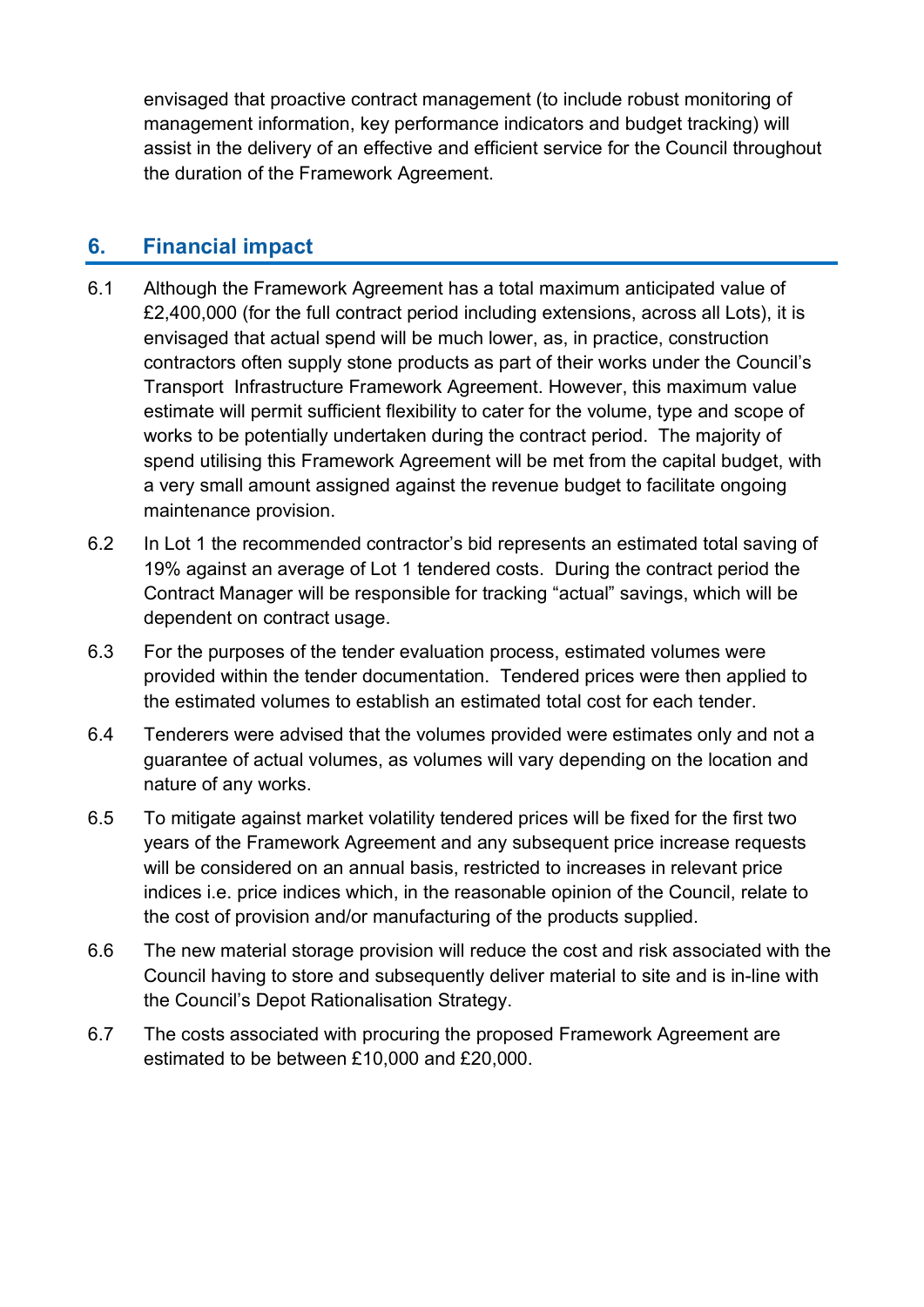envisaged that proactive contract management (to include robust monitoring of management information, key performance indicators and budget tracking) will assist in the delivery of an effective and efficient service for the Council throughout the duration of the Framework Agreement.

## 6. Financial impact

6.1 Although the Framework Agreement has a total maximum anticipated value of £2,400,000 (for the full contract period including extensions, across all Lots), it is envisaged that actual spend will be much lower, as, in practice, construction contractors often supply stone products as part of their works under the Council's Transport Infrastructure Framework Agreement. However, this maximum value estimate will permit sufficient flexibility to cater for the volume, type and scope of works to be potentially undertaken during the contract period. The majority of spend utilising this Framework Agreement will be met from the capital budget, with a very small amount assigned against the revenue budget to facilitate ongoing maintenance provision.

6.2 In Lot 1 the recommended contractor's bid represents an estimated total saving of 19% against an average of Lot 1 tendered costs. During the contract period the Contract Manager will be responsible for tracking "actual" savings, which will be dependent on contract usage.

6.3 For the purposes of the tender evaluation process, estimated volumes were provided within the tender documentation. Tendered prices were then applied to the estimated volumes to establish an estimated total cost for each tender.

6.4 Tenderers were advised that the volumes provided were estimates only and not a guarantee of actual volumes, as volumes will vary depending on the location and nature of any works.

6.5 To mitigate against market volatility tendered prices will be fixed for the first two years of the Framework Agreement and any subsequent price increase requests will be considered on an annual basis, restricted to increases in relevant price indices i.e. price indices which, in the reasonable opinion of the Council, relate to the cost of provision and/or manufacturing of the products supplied.

6.6 The new material storage provision will reduce the cost and risk associated with the Council having to store and subsequently deliver material to site and is in-line with the Council's Depot Rationalisation Strategy.

6.7 The costs associated with procuring the proposed Framework Agreement are estimated to be between £10,000 and £20,000.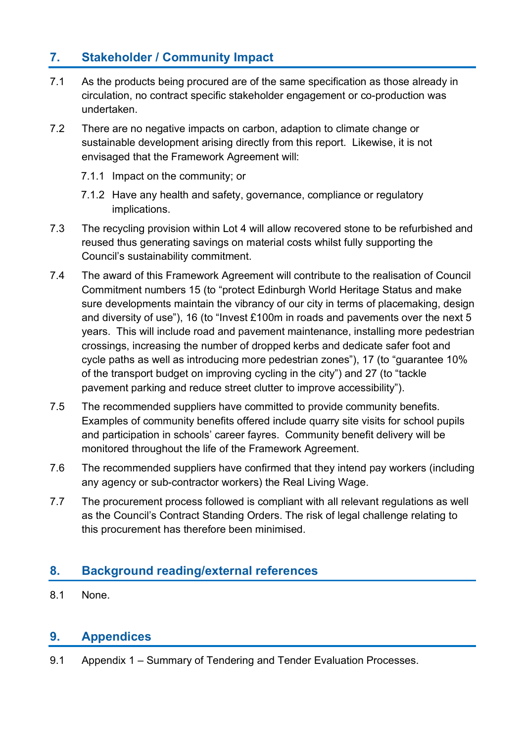## 7. Stakeholder / Community Impact

7.1 As the products being procured are of the same specification as those already in circulation, no contract specific stakeholder engagement or co-production was undertaken.

7.2 There are no negative impacts on carbon, adaption to climate change or sustainable development arising directly from this report. Likewise, it is not envisaged that the Framework Agreement will:

7.1.1 Impact on the community; or

7.1.2 Have any health and safety, governance, compliance or regulatory implications.

7.3 The recycling provision within Lot 4 will allow recovered stone to be refurbished and reused thus generating savings on material costs whilst fully supporting the Council's sustainability commitment.

7.4 The award of this Framework Agreement will contribute to the realisation of Council Commitment numbers 15 (to "protect Edinburgh World Heritage Status and make sure developments maintain the vibrancy of our city in terms of placemaking, design and diversity of use"), 16 (to "Invest £100m in roads and pavements over the next 5 years. This will include road and pavement maintenance, installing more pedestrian crossings, increasing the number of dropped kerbs and dedicate safer foot and cycle paths as well as introducing more pedestrian zones"), 17 (to "guarantee 10% of the transport budget on improving cycling in the city") and 27 (to "tackle pavement parking and reduce street clutter to improve accessibility").

7.5 The recommended suppliers have committed to provide community benefits. Examples of community benefits offered include quarry site visits for school pupils and participation in schools' career fayres. Community benefit delivery will be monitored throughout the life of the Framework Agreement.

7.6 The recommended suppliers have confirmed that they intend pay workers (including any agency or sub-contractor workers) the Real Living Wage.

7.7 The procurement process followed is compliant with all relevant regulations as well as the Council's Contract Standing Orders. The risk of legal challenge relating to this procurement has therefore been minimised.

## 8. Background reading/external references

8.1 None.

## 9. Appendices

9.1 Appendix 1 – Summary of Tendering and Tender Evaluation Processes.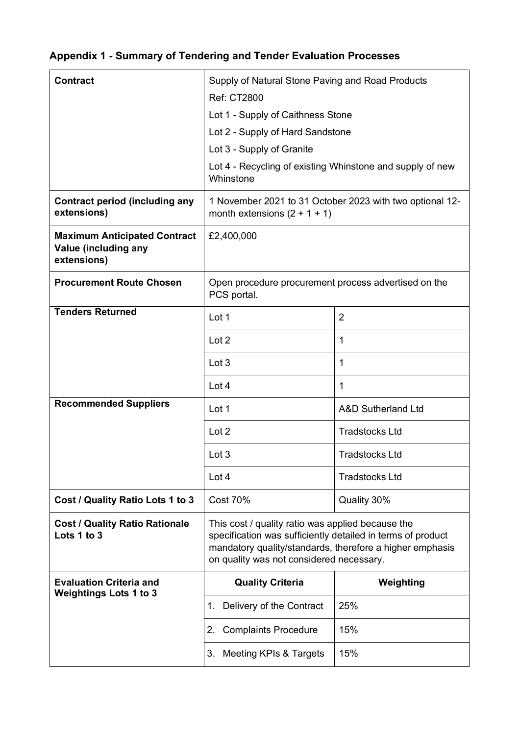## Appendix 1 - Summary of Tendering and Tender Evaluation Processes

| | | |
|---|---|---|
| **Contract** | Supply of Natural Stone Paving and Road Products<br>Ref: CT2800<br>Lot 1 - Supply of Caithness Stone<br>Lot 2 - Supply of Hard Sandstone<br>Lot 3 - Supply of Granite<br>Lot 4 - Recycling of existing Whinstone and supply of new Whinstone | |
| **Contract period (including any extensions)** | 1 November 2021 to 31 October 2023 with two optional 12-month extensions (2 + 1 + 1) | |
| **Maximum Anticipated Contract Value (including any extensions)** | £2,400,000 | |
| **Procurement Route Chosen** | Open procedure procurement process advertised on the PCS portal. | |
| **Tenders Returned** | Lot 1 | 2 |
| | Lot 2 | 1 |
| | Lot 3 | 1 |
| | Lot 4 | 1 |
| **Recommended Suppliers** | Lot 1 | A&D Sutherland Ltd |
| | Lot 2 | Tradstocks Ltd |
| | Lot 3 | Tradstocks Ltd |
| | Lot 4 | Tradstocks Ltd |
| **Cost / Quality Ratio Lots 1 to 3** | Cost 70% | Quality 30% |
| **Cost / Quality Ratio Rationale Lots 1 to 3** | This cost / quality ratio was applied because the specification was sufficiently detailed in terms of product mandatory quality/standards, therefore a higher emphasis on quality was not considered necessary. | |
| **Evaluation Criteria and Weightings Lots 1 to 3** | **Quality Criteria** | **Weighting** |
| | 1. Delivery of the Contract | 25% |
| | 2. Complaints Procedure | 15% |
| | 3. Meeting KPIs & Targets | 15% |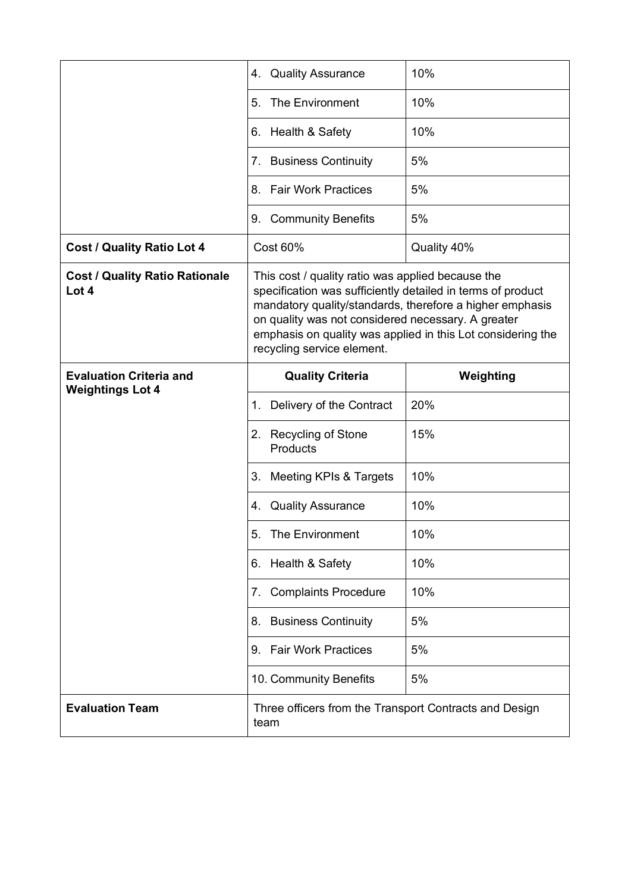| | | |
|---|---|---|
| | 4. Quality Assurance | 10% |
| | 5. The Environment | 10% |
| | 6. Health & Safety | 10% |
| | 7. Business Continuity | 5% |
| | 8. Fair Work Practices | 5% |
| | 9. Community Benefits | 5% |
| **Cost / Quality Ratio Lot 4** | Cost 60% | Quality 40% |
| **Cost / Quality Ratio Rationale Lot 4** | This cost / quality ratio was applied because the specification was sufficiently detailed in terms of product mandatory quality/standards, therefore a higher emphasis on quality was not considered necessary. A greater emphasis on quality was applied in this Lot considering the recycling service element. | |
| **Evaluation Criteria and Weightings Lot 4** | **Quality Criteria** | **Weighting** |
| | 1. Delivery of the Contract | 20% |
| | 2. Recycling of Stone Products | 15% |
| | 3. Meeting KPIs & Targets | 10% |
| | 4. Quality Assurance | 10% |
| | 5. The Environment | 10% |
| | 6. Health & Safety | 10% |
| | 7. Complaints Procedure | 10% |
| | 8. Business Continuity | 5% |
| | 9. Fair Work Practices | 5% |
| | 10. Community Benefits | 5% |
| **Evaluation Team** | Three officers from the Transport Contracts and Design team | |